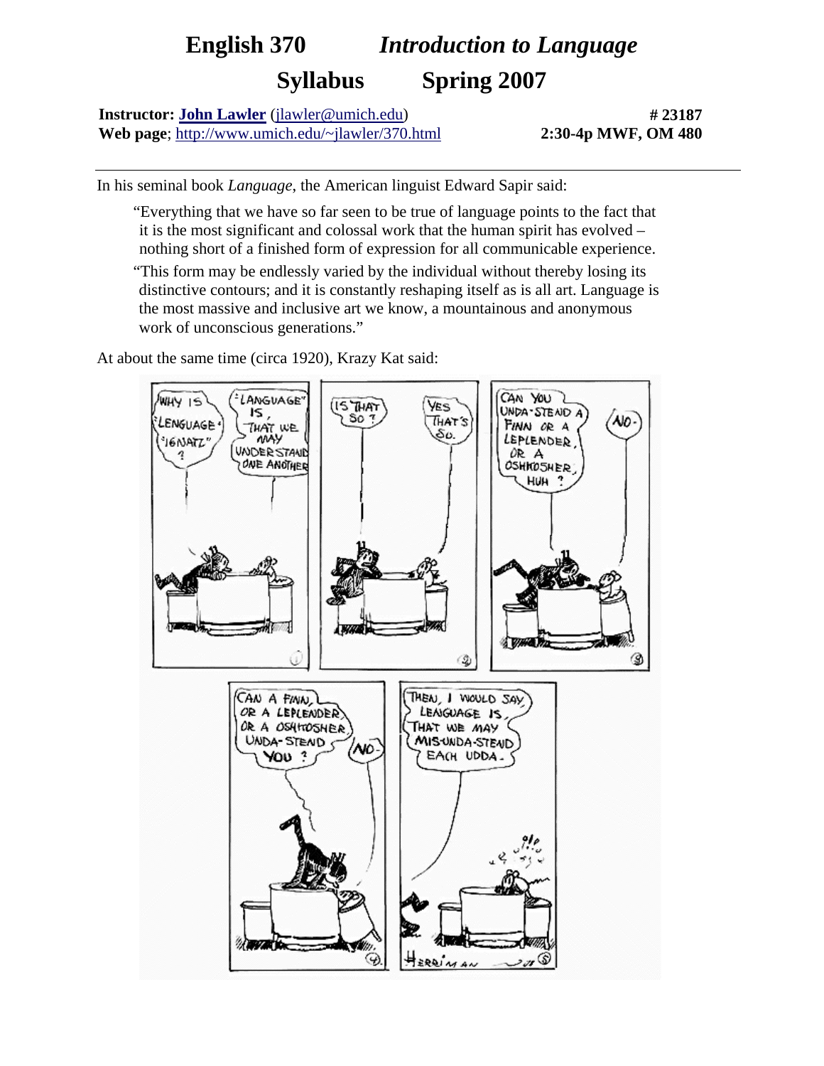# English 370 *Introduction to Language*

## Syllabus Spring 2007

**Instructor: John Lawler** (jlawler@umich.edu) **# 23187**
**Web page**; http://www.umich.edu/~jlawler/370.html **2:30-4p MWF, OM 480**

---

In his seminal book *Language*, the American linguist Edward Sapir said:

> "Everything that we have so far seen to be true of language points to the fact that it is the most significant and colossal work that the human spirit has evolved – nothing short of a finished form of expression for all communicable experience.
>
> "This form may be endlessly varied by the individual without thereby losing its distinctive contours; and it is constantly reshaping itself as is all art. Language is the most massive and inclusive art we know, a mountainous and anonymous work of unconscious generations."

At about the same time (circa 1920), Krazy Kat said: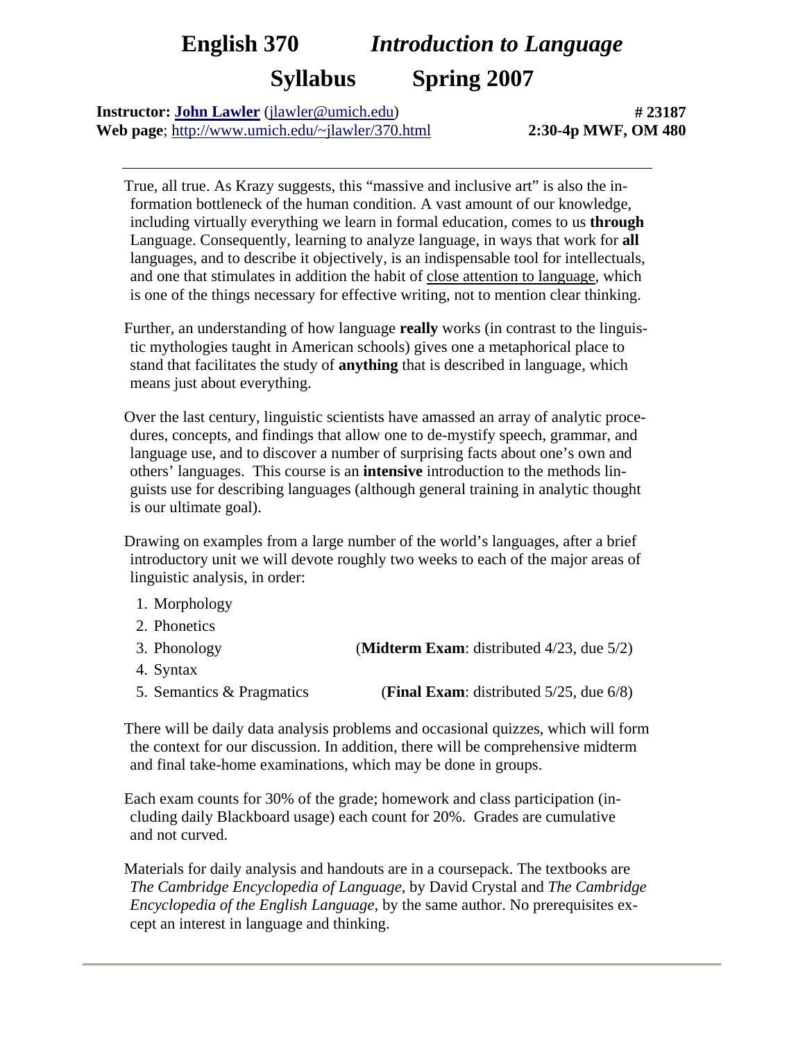# English 370 *Introduction to Language*

## Syllabus Spring 2007

**Instructor: John Lawler** (jlawler@umich.edu) **# 23187**
**Web page**; http://www.umich.edu/~jlawler/370.html **2:30-4p MWF, OM 480**

---

True, all true. As Krazy suggests, this "massive and inclusive art" is also the information bottleneck of the human condition. A vast amount of our knowledge, including virtually everything we learn in formal education, comes to us **through** Language. Consequently, learning to analyze language, in ways that work for **all** languages, and to describe it objectively, is an indispensable tool for intellectuals, and one that stimulates in addition the habit of close attention to language, which is one of the things necessary for effective writing, not to mention clear thinking.

Further, an understanding of how language **really** works (in contrast to the linguistic mythologies taught in American schools) gives one a metaphorical place to stand that facilitates the study of **anything** that is described in language, which means just about everything.

Over the last century, linguistic scientists have amassed an array of analytic procedures, concepts, and findings that allow one to de-mystify speech, grammar, and language use, and to discover a number of surprising facts about one's own and others' languages. This course is an **intensive** introduction to the methods linguists use for describing languages (although general training in analytic thought is our ultimate goal).

Drawing on examples from a large number of the world's languages, after a brief introductory unit we will devote roughly two weeks to each of the major areas of linguistic analysis, in order:

1. Morphology
2. Phonetics
3. Phonology (**Midterm Exam**: distributed 4/23, due 5/2)
4. Syntax
5. Semantics & Pragmatics (**Final Exam**: distributed 5/25, due 6/8)

There will be daily data analysis problems and occasional quizzes, which will form the context for our discussion. In addition, there will be comprehensive midterm and final take-home examinations, which may be done in groups.

Each exam counts for 30% of the grade; homework and class participation (including daily Blackboard usage) each count for 20%. Grades are cumulative and not curved.

Materials for daily analysis and handouts are in a coursepack. The textbooks are *The Cambridge Encyclopedia of Language*, by David Crystal and *The Cambridge Encyclopedia of the English Language*, by the same author. No prerequisites except an interest in language and thinking.